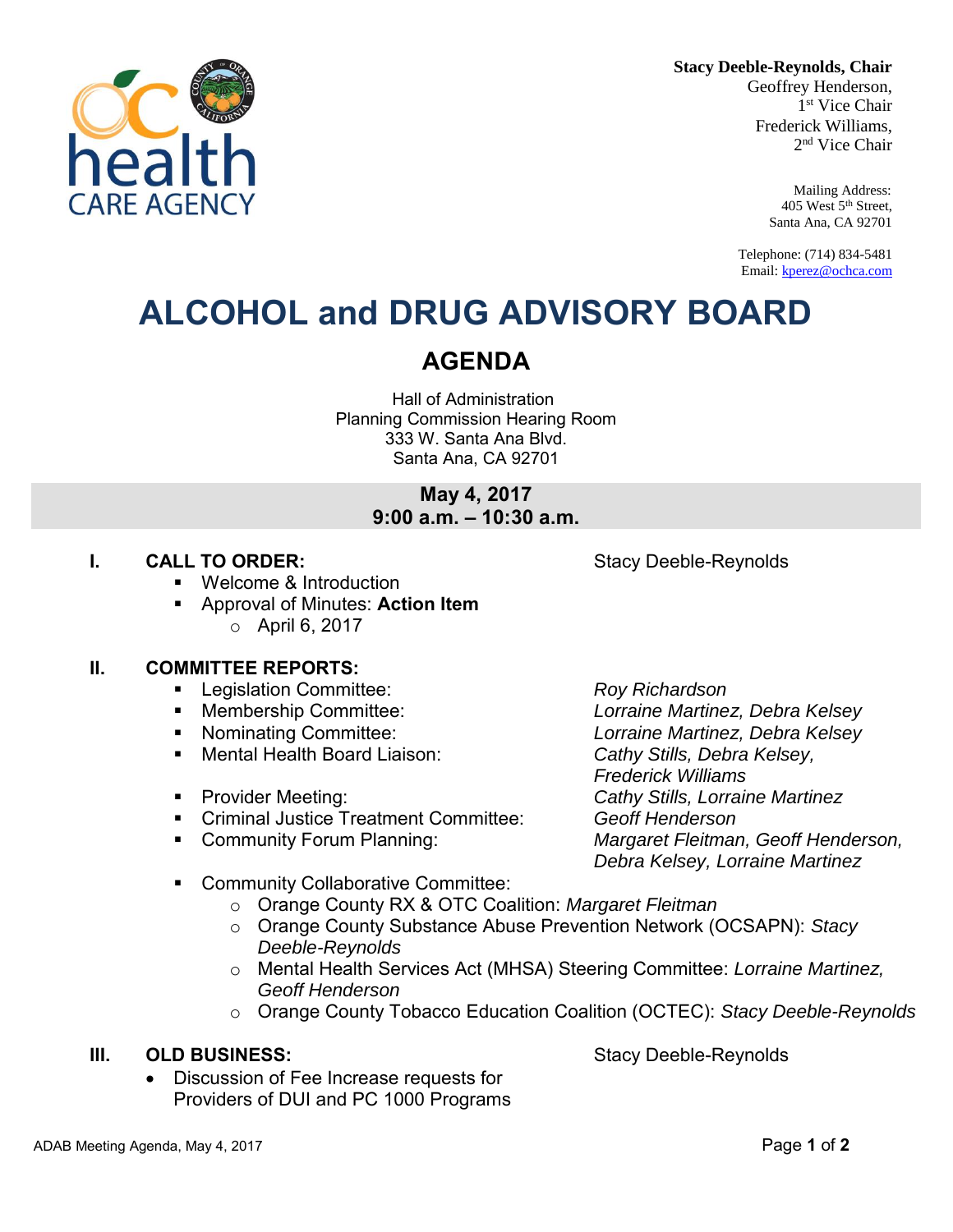**Stacy Deeble-Reynolds, Chair**
Geoffrey Henderson, 1st Vice Chair
Frederick Williams, 2nd Vice Chair

Mailing Address:
405 West 5th Street,
Santa Ana, CA 92701

Telephone: (714) 834-5481
Email: kperez@ochca.com

# ALCOHOL and DRUG ADVISORY BOARD

## AGENDA

Hall of Administration
Planning Commission Hearing Room
333 W. Santa Ana Blvd.
Santa Ana, CA 92701

**May 4, 2017**
**9:00 a.m. – 10:30 a.m.**

**I. CALL TO ORDER:** Stacy Deeble-Reynolds

- Welcome & Introduction
- Approval of Minutes: **Action Item**
  - April 6, 2017

**II. COMMITTEE REPORTS:**

- Legislation Committee: *Roy Richardson*
- Membership Committee: *Lorraine Martinez, Debra Kelsey*
- Nominating Committee: *Lorraine Martinez, Debra Kelsey*
- Mental Health Board Liaison: *Cathy Stills, Debra Kelsey, Frederick Williams*
- Provider Meeting: *Cathy Stills, Lorraine Martinez*
- Criminal Justice Treatment Committee: *Geoff Henderson*
- Community Forum Planning: *Margaret Fleitman, Geoff Henderson, Debra Kelsey, Lorraine Martinez*
- Community Collaborative Committee:
  - Orange County RX & OTC Coalition: *Margaret Fleitman*
  - Orange County Substance Abuse Prevention Network (OCSAPN): *Stacy Deeble-Reynolds*
  - Mental Health Services Act (MHSA) Steering Committee: *Lorraine Martinez, Geoff Henderson*
  - Orange County Tobacco Education Coalition (OCTEC): *Stacy Deeble-Reynolds*

**III. OLD BUSINESS:** Stacy Deeble-Reynolds

- Discussion of Fee Increase requests for Providers of DUI and PC 1000 Programs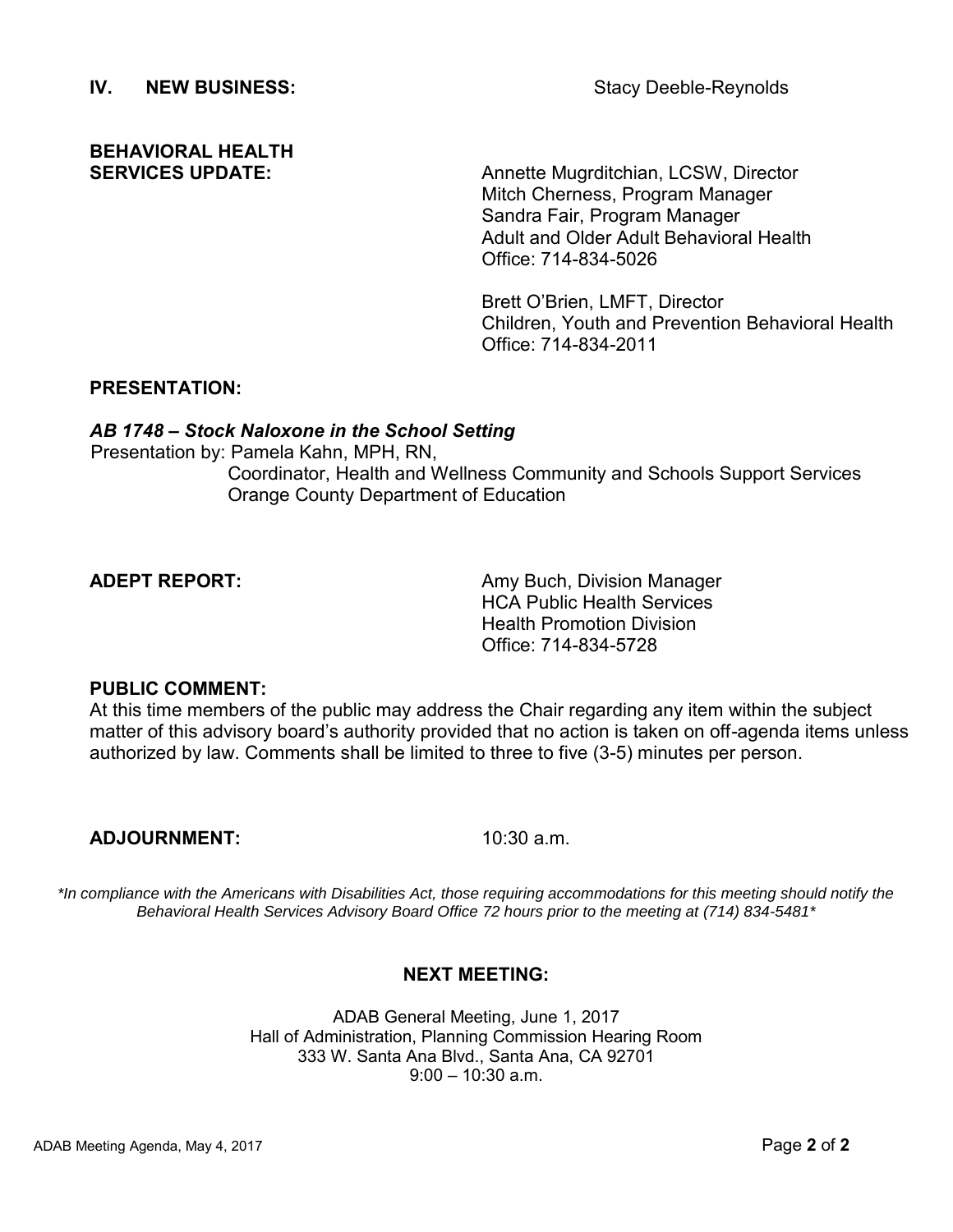**IV. NEW BUSINESS:** Stacy Deeble-Reynolds

**BEHAVIORAL HEALTH SERVICES UPDATE:**

Annette Mugrditchian, LCSW, Director
Mitch Cherness, Program Manager
Sandra Fair, Program Manager
Adult and Older Adult Behavioral Health
Office: 714-834-5026

Brett O'Brien, LMFT, Director
Children, Youth and Prevention Behavioral Health
Office: 714-834-2011

**PRESENTATION:**

***AB 1748 – Stock Naloxone in the School Setting***

Presentation by: Pamela Kahn, MPH, RN,
Coordinator, Health and Wellness Community and Schools Support Services
Orange County Department of Education

**ADEPT REPORT:**

Amy Buch, Division Manager
HCA Public Health Services
Health Promotion Division
Office: 714-834-5728

**PUBLIC COMMENT:**

At this time members of the public may address the Chair regarding any item within the subject matter of this advisory board's authority provided that no action is taken on off-agenda items unless authorized by law. Comments shall be limited to three to five (3-5) minutes per person.

**ADJOURNMENT:** 10:30 a.m.

*\*In compliance with the Americans with Disabilities Act, those requiring accommodations for this meeting should notify the Behavioral Health Services Advisory Board Office 72 hours prior to the meeting at (714) 834-5481\**

**NEXT MEETING:**

ADAB General Meeting, June 1, 2017
Hall of Administration, Planning Commission Hearing Room
333 W. Santa Ana Blvd., Santa Ana, CA 92701
9:00 – 10:30 a.m.